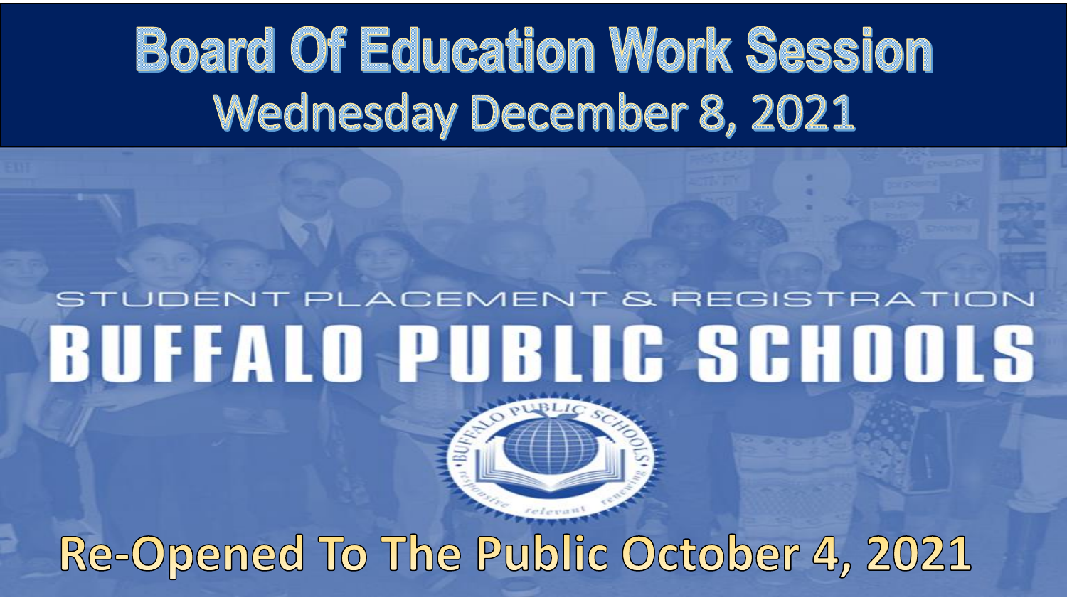# Board Of Education Work Session

## Wednesday December 8, 2021

STUDENT PLACEMENT & REGISTRATION

# BUFFALO PUBLIC SCHOOLS

## Re-Opened To The Public October 4, 2021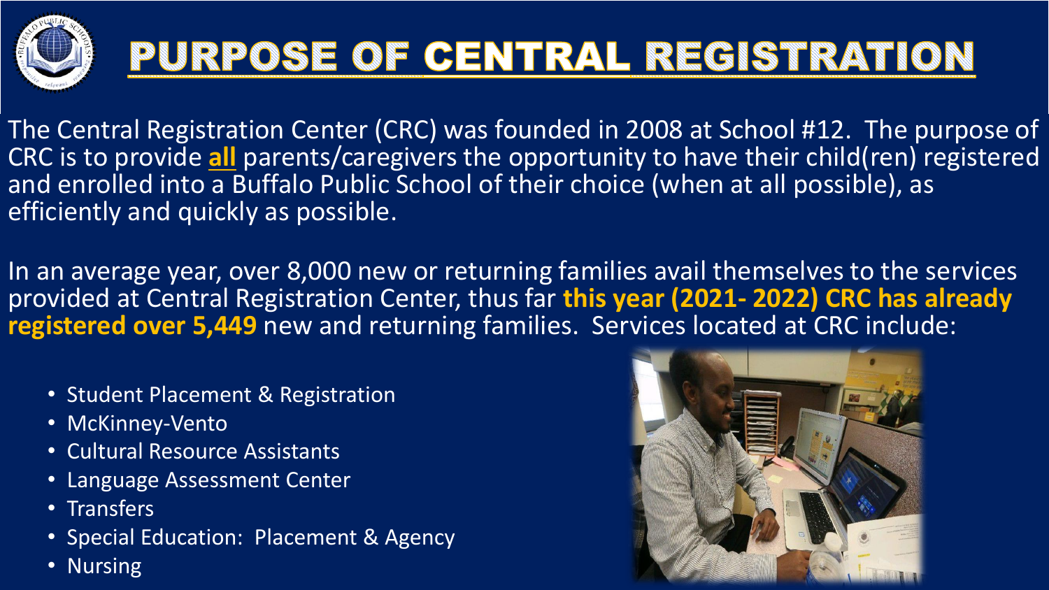# PURPOSE OF CENTRAL REGISTRATION

The Central Registration Center (CRC) was founded in 2008 at School #12. The purpose of CRC is to provide **all** parents/caregivers the opportunity to have their child(ren) registered and enrolled into a Buffalo Public School of their choice (when at all possible), as efficiently and quickly as possible.

In an average year, over 8,000 new or returning families avail themselves to the services provided at Central Registration Center, thus far **this year (2021- 2022) CRC has already registered over 5,449** new and returning families. Services located at CRC include:

- Student Placement & Registration
- McKinney-Vento
- Cultural Resource Assistants
- Language Assessment Center
- Transfers
- Special Education: Placement & Agency
- Nursing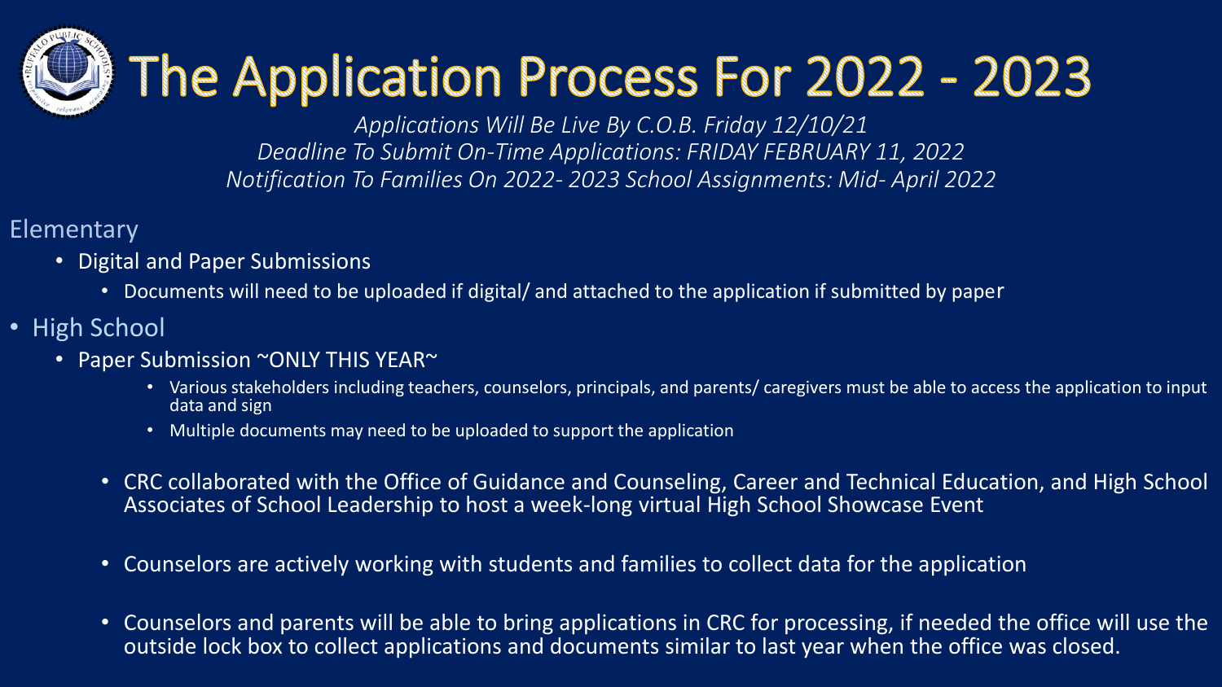# The Application Process For 2022 - 2023

*Applications Will Be Live By C.O.B. Friday 12/10/21*
*Deadline To Submit On-Time Applications: FRIDAY FEBRUARY 11, 2022*
*Notification To Families On 2022- 2023 School Assignments: Mid- April 2022*

Elementary

- Digital and Paper Submissions
  - Documents will need to be uploaded if digital/ and attached to the application if submitted by paper

- High School
  - Paper Submission ~ONLY THIS YEAR~
    - Various stakeholders including teachers, counselors, principals, and parents/ caregivers must be able to access the application to input data and sign
    - Multiple documents may need to be uploaded to support the application
  - CRC collaborated with the Office of Guidance and Counseling, Career and Technical Education, and High School Associates of School Leadership to host a week-long virtual High School Showcase Event
  - Counselors are actively working with students and families to collect data for the application
  - Counselors and parents will be able to bring applications in CRC for processing, if needed the office will use the outside lock box to collect applications and documents similar to last year when the office was closed.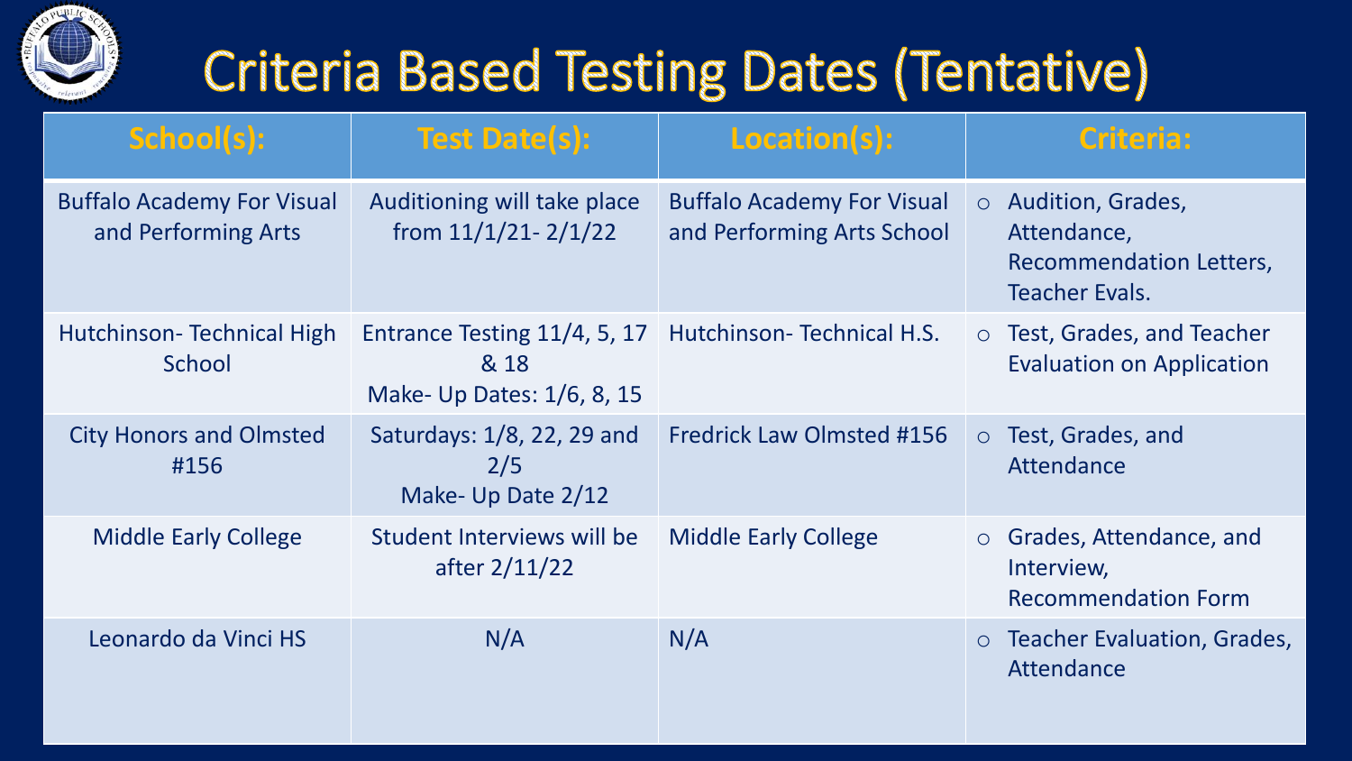# Criteria Based Testing Dates (Tentative)

| School(s): | Test Date(s): | Location(s): | Criteria: |
|---|---|---|---|
| Buffalo Academy For Visual and Performing Arts | Auditioning will take place from 11/1/21- 2/1/22 | Buffalo Academy For Visual and Performing Arts School | ○ Audition, Grades, Attendance, Recommendation Letters, Teacher Evals. |
| Hutchinson- Technical High School | Entrance Testing 11/4, 5, 17 & 18<br>Make- Up Dates: 1/6, 8, 15 | Hutchinson- Technical H.S. | ○ Test, Grades, and Teacher Evaluation on Application |
| City Honors and Olmsted #156 | Saturdays: 1/8, 22, 29 and 2/5<br>Make- Up Date 2/12 | Fredrick Law Olmsted #156 | ○ Test, Grades, and Attendance |
| Middle Early College | Student Interviews will be after 2/11/22 | Middle Early College | ○ Grades, Attendance, and Interview, Recommendation Form |
| Leonardo da Vinci HS | N/A | N/A | ○ Teacher Evaluation, Grades, Attendance |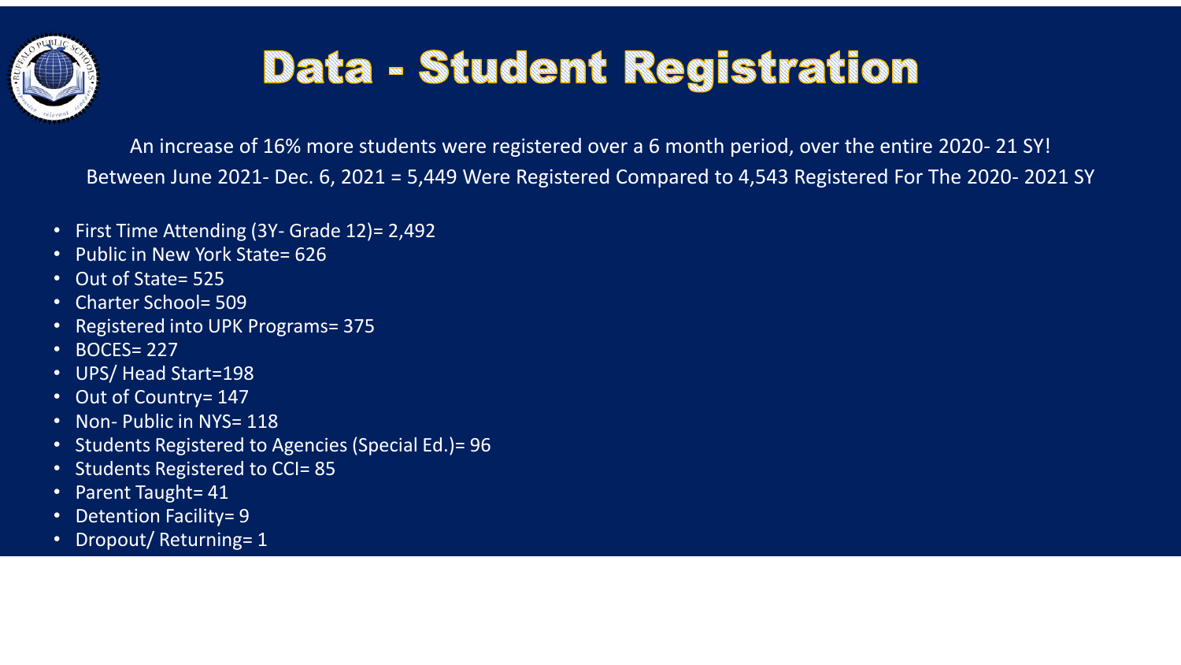# Data - Student Registration

An increase of 16% more students were registered over a 6 month period, over the entire 2020- 21 SY!

Between June 2021- Dec. 6, 2021 = 5,449 Were Registered Compared to 4,543 Registered For The 2020- 2021 SY

- First Time Attending (3Y- Grade 12)= 2,492
- Public in New York State= 626
- Out of State= 525
- Charter School= 509
- Registered into UPK Programs= 375
- BOCES= 227
- UPS/ Head Start=198
- Out of Country= 147
- Non- Public in NYS= 118
- Students Registered to Agencies (Special Ed.)= 96
- Students Registered to CCI= 85
- Parent Taught= 41
- Detention Facility= 9
- Dropout/ Returning= 1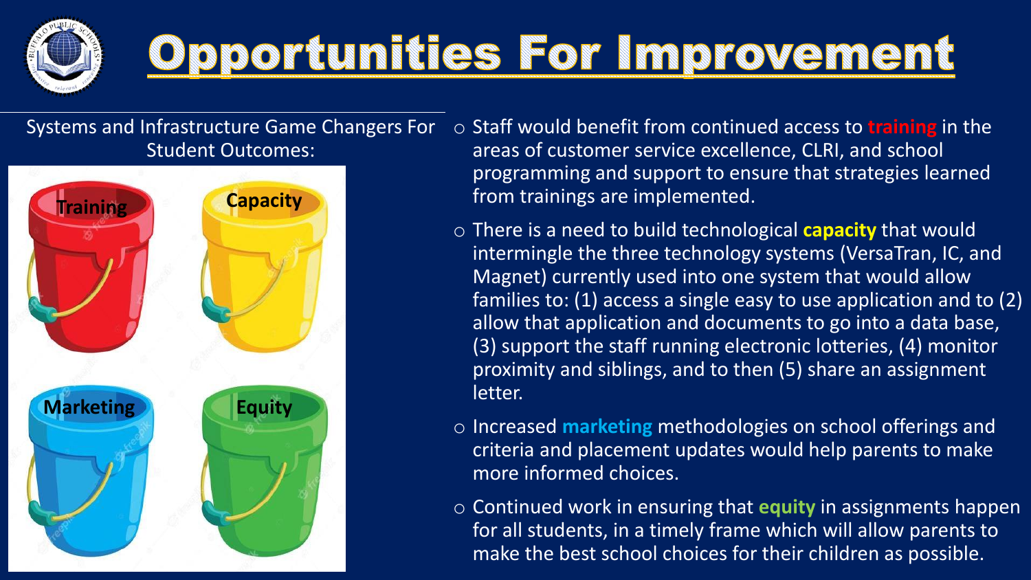# Opportunities For Improvement

Systems and Infrastructure Game Changers For Student Outcomes:

Training

Capacity

Marketing

Equity

- Staff would benefit from continued access to **training** in the areas of customer service excellence, CLRI, and school programming and support to ensure that strategies learned from trainings are implemented.
- There is a need to build technological **capacity** that would intermingle the three technology systems (VersaTran, IC, and Magnet) currently used into one system that would allow families to: (1) access a single easy to use application and to (2) allow that application and documents to go into a data base, (3) support the staff running electronic lotteries, (4) monitor proximity and siblings, and to then (5) share an assignment letter.
- Increased **marketing** methodologies on school offerings and criteria and placement updates would help parents to make more informed choices.
- Continued work in ensuring that **equity** in assignments happen for all students, in a timely frame which will allow parents to make the best school choices for their children as possible.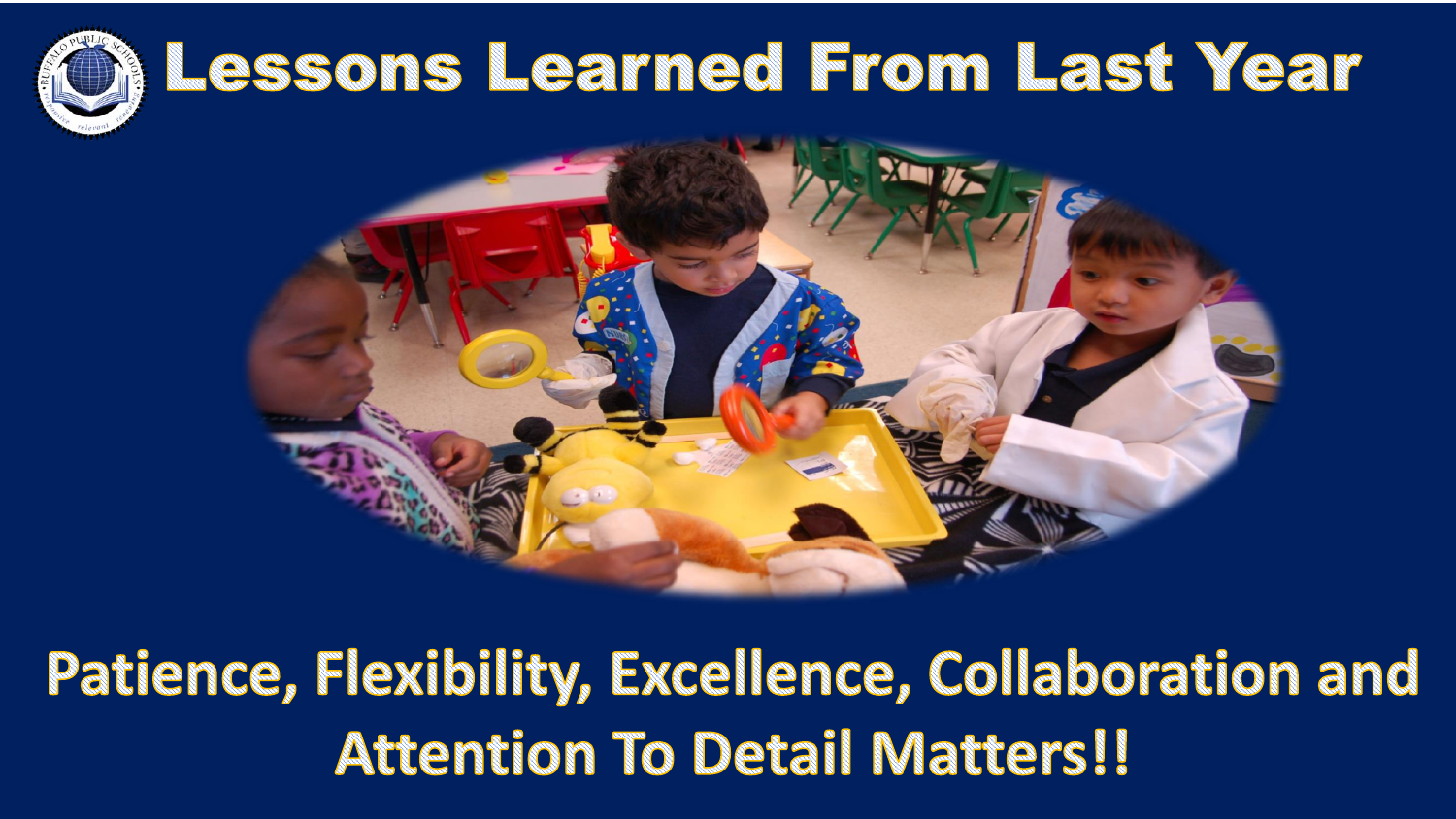# Lessons Learned From Last Year

**Patience, Flexibility, Excellence, Collaboration and Attention To Detail Matters!!**